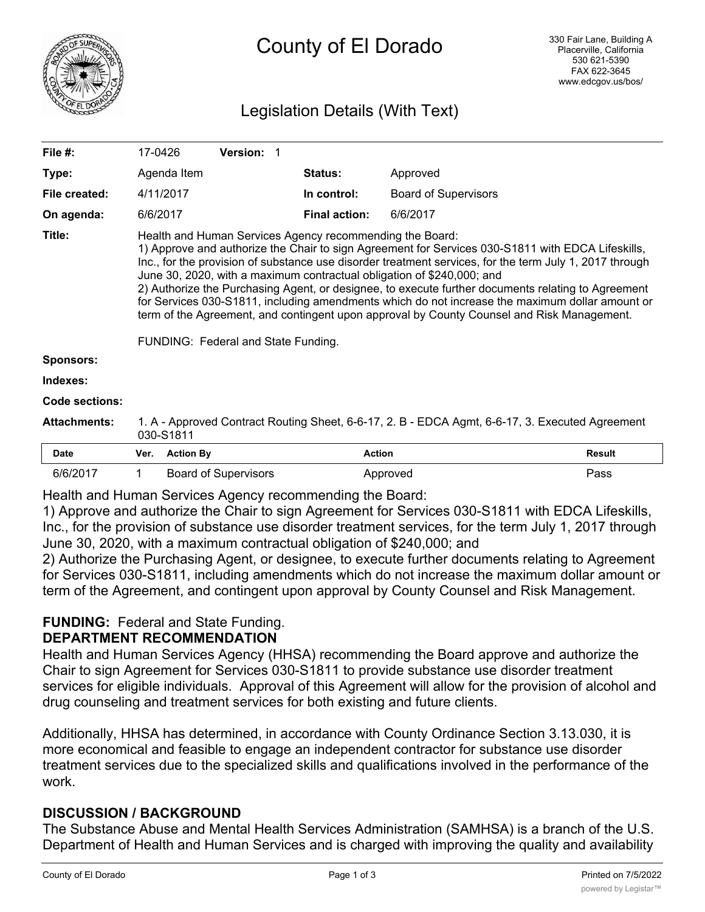# County of El Dorado

330 Fair Lane, Building A
Placerville, California
530 621-5390
FAX 622-3645
www.edcgov.us/bos/

## Legislation Details (With Text)

| | | | |
|---|---|---|---|
| **File #:** | 17-0426 **Version:** 1 | | |
| **Type:** | Agenda Item | **Status:** | Approved |
| **File created:** | 4/11/2017 | **In control:** | Board of Supervisors |
| **On agenda:** | 6/6/2017 | **Final action:** | 6/6/2017 |

**Title:** Health and Human Services Agency recommending the Board:
1) Approve and authorize the Chair to sign Agreement for Services 030-S1811 with EDCA Lifeskills, Inc., for the provision of substance use disorder treatment services, for the term July 1, 2017 through June 30, 2020, with a maximum contractual obligation of $240,000; and
2) Authorize the Purchasing Agent, or designee, to execute further documents relating to Agreement for Services 030-S1811, including amendments which do not increase the maximum dollar amount or term of the Agreement, and contingent upon approval by County Counsel and Risk Management.

FUNDING: Federal and State Funding.

**Sponsors:**

**Indexes:**

**Code sections:**

**Attachments:** 1. A - Approved Contract Routing Sheet, 6-6-17, 2. B - EDCA Agmt, 6-6-17, 3. Executed Agreement 030-S1811

| Date | Ver. | Action By | Action | Result |
|---|---|---|---|---|
| 6/6/2017 | 1 | Board of Supervisors | Approved | Pass |

Health and Human Services Agency recommending the Board:
1) Approve and authorize the Chair to sign Agreement for Services 030-S1811 with EDCA Lifeskills, Inc., for the provision of substance use disorder treatment services, for the term July 1, 2017 through June 30, 2020, with a maximum contractual obligation of $240,000; and
2) Authorize the Purchasing Agent, or designee, to execute further documents relating to Agreement for Services 030-S1811, including amendments which do not increase the maximum dollar amount or term of the Agreement, and contingent upon approval by County Counsel and Risk Management.

**FUNDING:** Federal and State Funding.

**DEPARTMENT RECOMMENDATION**

Health and Human Services Agency (HHSA) recommending the Board approve and authorize the Chair to sign Agreement for Services 030-S1811 to provide substance use disorder treatment services for eligible individuals. Approval of this Agreement will allow for the provision of alcohol and drug counseling and treatment services for both existing and future clients.

Additionally, HHSA has determined, in accordance with County Ordinance Section 3.13.030, it is more economical and feasible to engage an independent contractor for substance use disorder treatment services due to the specialized skills and qualifications involved in the performance of the work.

**DISCUSSION / BACKGROUND**

The Substance Abuse and Mental Health Services Administration (SAMHSA) is a branch of the U.S. Department of Health and Human Services and is charged with improving the quality and availability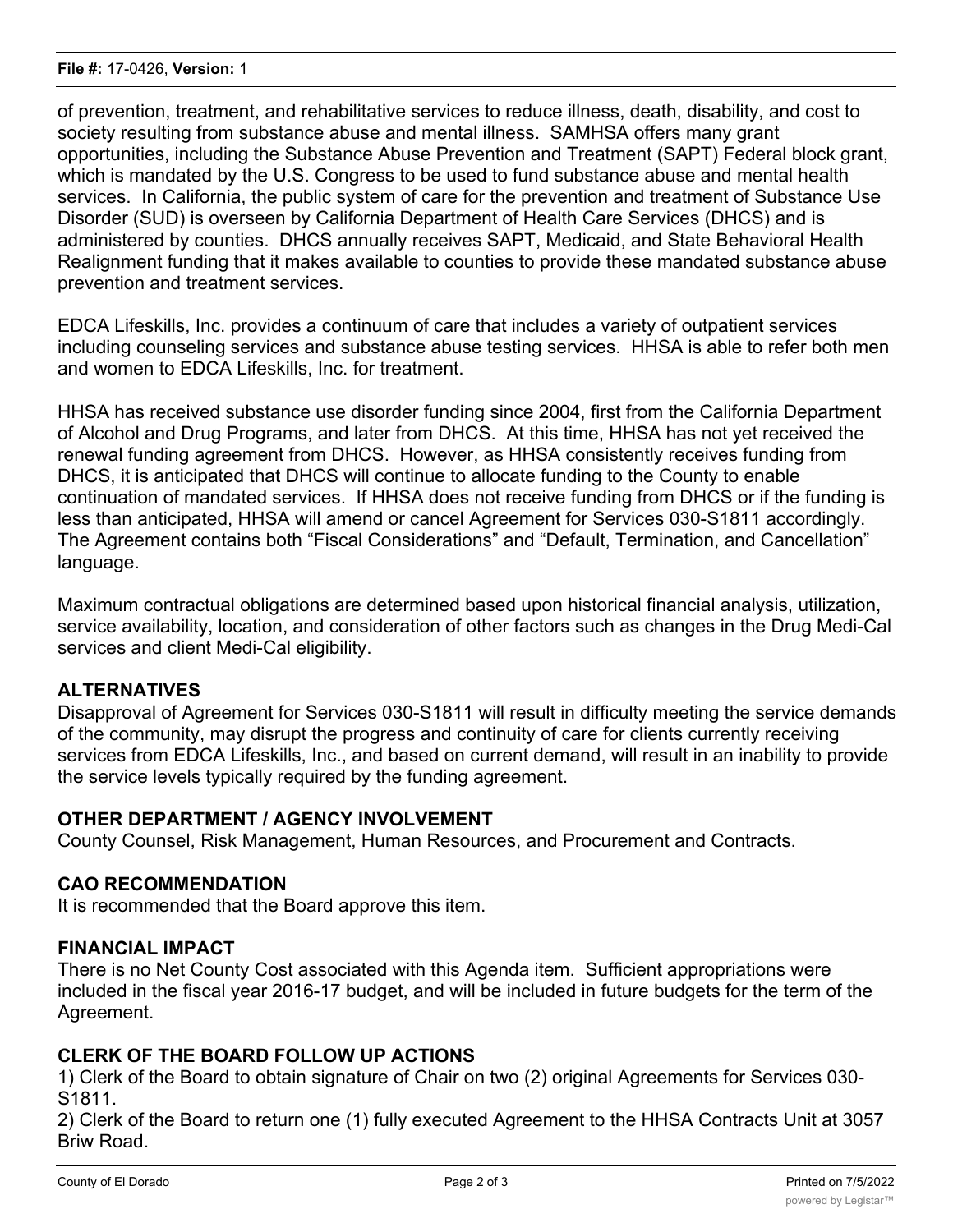of prevention, treatment, and rehabilitative services to reduce illness, death, disability, and cost to society resulting from substance abuse and mental illness. SAMHSA offers many grant opportunities, including the Substance Abuse Prevention and Treatment (SAPT) Federal block grant, which is mandated by the U.S. Congress to be used to fund substance abuse and mental health services. In California, the public system of care for the prevention and treatment of Substance Use Disorder (SUD) is overseen by California Department of Health Care Services (DHCS) and is administered by counties. DHCS annually receives SAPT, Medicaid, and State Behavioral Health Realignment funding that it makes available to counties to provide these mandated substance abuse prevention and treatment services.

EDCA Lifeskills, Inc. provides a continuum of care that includes a variety of outpatient services including counseling services and substance abuse testing services. HHSA is able to refer both men and women to EDCA Lifeskills, Inc. for treatment.

HHSA has received substance use disorder funding since 2004, first from the California Department of Alcohol and Drug Programs, and later from DHCS. At this time, HHSA has not yet received the renewal funding agreement from DHCS. However, as HHSA consistently receives funding from DHCS, it is anticipated that DHCS will continue to allocate funding to the County to enable continuation of mandated services. If HHSA does not receive funding from DHCS or if the funding is less than anticipated, HHSA will amend or cancel Agreement for Services 030-S1811 accordingly. The Agreement contains both "Fiscal Considerations" and "Default, Termination, and Cancellation" language.

Maximum contractual obligations are determined based upon historical financial analysis, utilization, service availability, location, and consideration of other factors such as changes in the Drug Medi-Cal services and client Medi-Cal eligibility.

## ALTERNATIVES

Disapproval of Agreement for Services 030-S1811 will result in difficulty meeting the service demands of the community, may disrupt the progress and continuity of care for clients currently receiving services from EDCA Lifeskills, Inc., and based on current demand, will result in an inability to provide the service levels typically required by the funding agreement.

## OTHER DEPARTMENT / AGENCY INVOLVEMENT

County Counsel, Risk Management, Human Resources, and Procurement and Contracts.

## CAO RECOMMENDATION

It is recommended that the Board approve this item.

## FINANCIAL IMPACT

There is no Net County Cost associated with this Agenda item. Sufficient appropriations were included in the fiscal year 2016-17 budget, and will be included in future budgets for the term of the Agreement.

## CLERK OF THE BOARD FOLLOW UP ACTIONS

1) Clerk of the Board to obtain signature of Chair on two (2) original Agreements for Services 030-S1811.
2) Clerk of the Board to return one (1) fully executed Agreement to the HHSA Contracts Unit at 3057 Briw Road.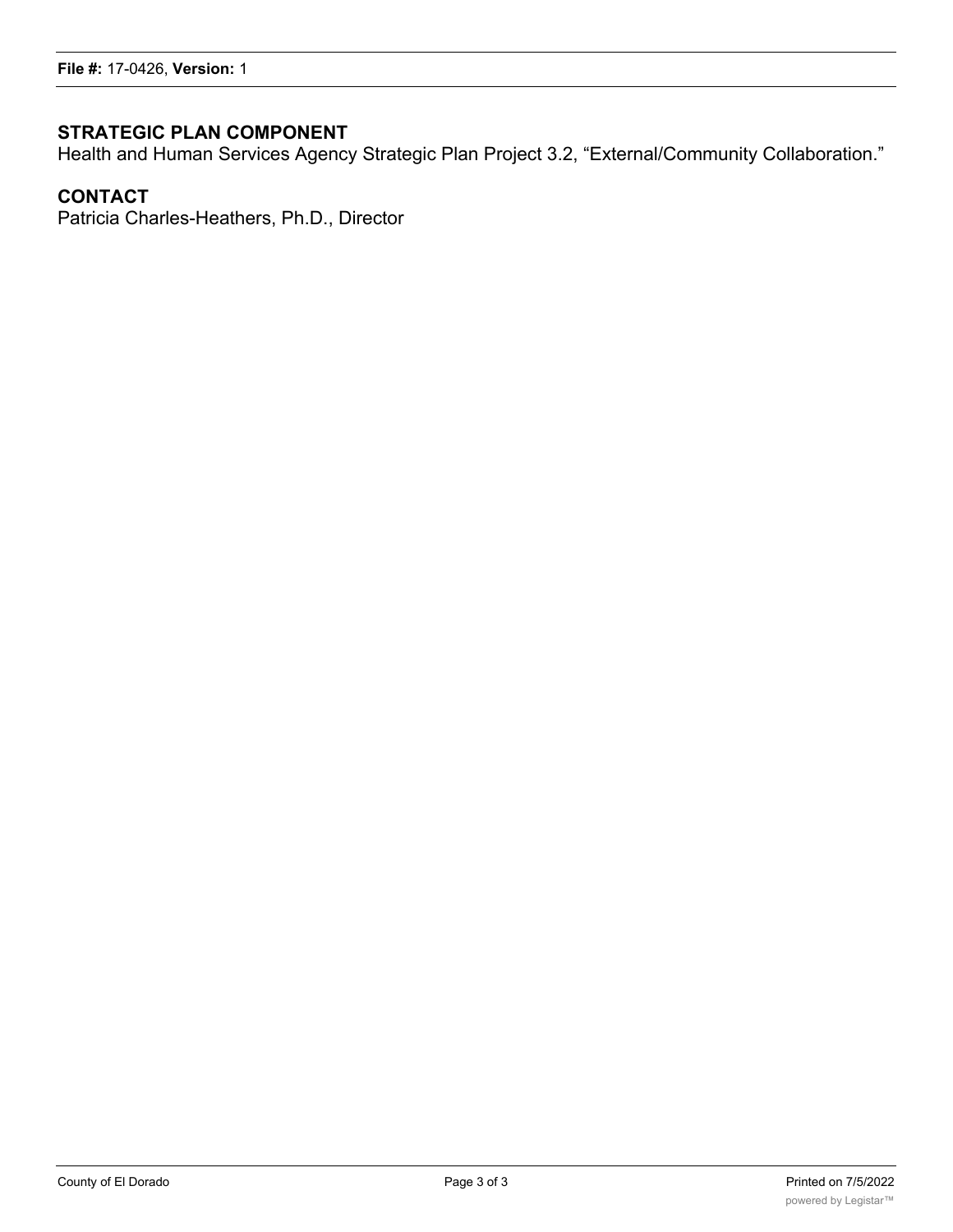## STRATEGIC PLAN COMPONENT

Health and Human Services Agency Strategic Plan Project 3.2, "External/Community Collaboration."

## CONTACT

Patricia Charles-Heathers, Ph.D., Director